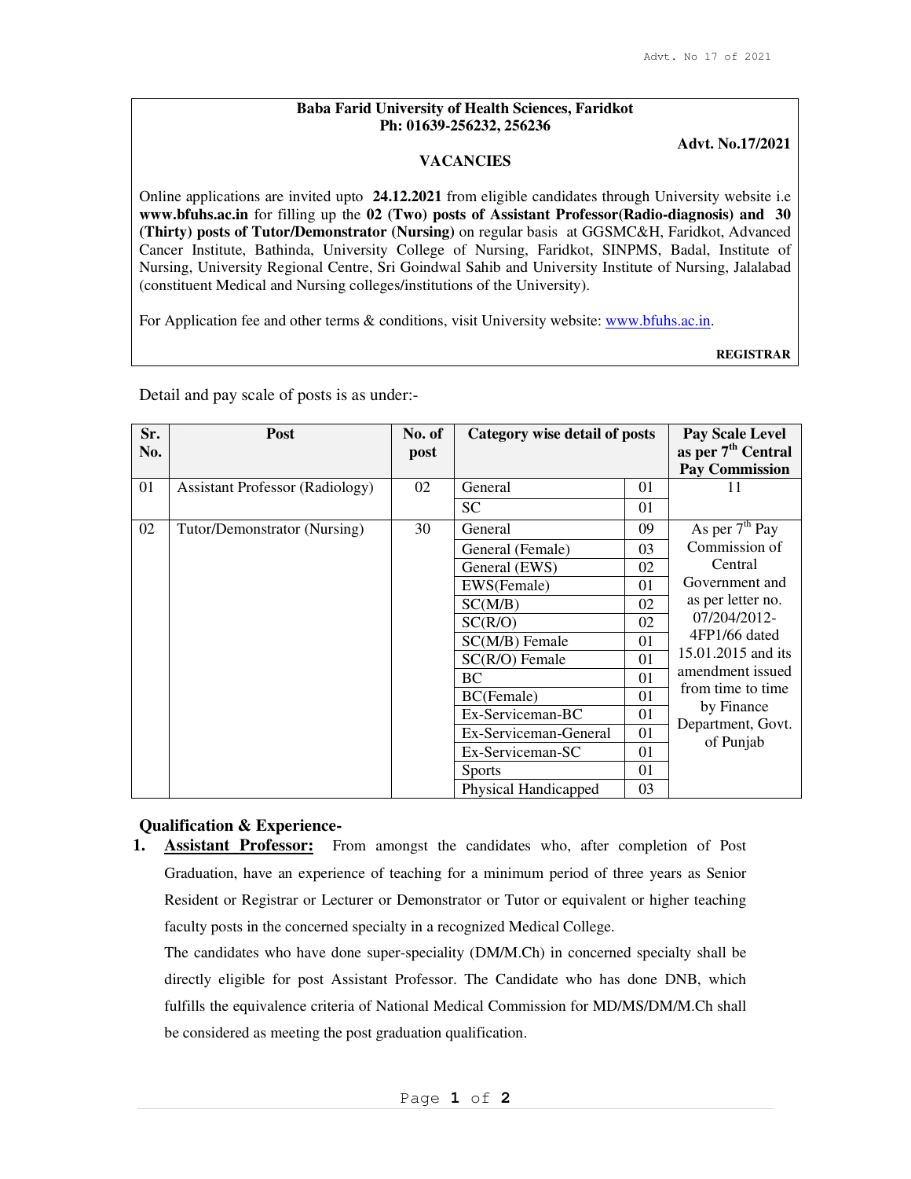**Baba Farid University of Health Sciences, Faridkot**
**Ph: 01639-256232, 256236**

**Advt. No.17/2021**

**VACANCIES**

Online applications are invited upto **24.12.2021** from eligible candidates through University website i.e **www.bfuhs.ac.in** for filling up the **02 (Two) posts of Assistant Professor(Radio-diagnosis) and 30 (Thirty) posts of Tutor/Demonstrator (Nursing)** on regular basis at GGSMC&H, Faridkot, Advanced Cancer Institute, Bathinda, University College of Nursing, Faridkot, SINPMS, Badal, Institute of Nursing, University Regional Centre, Sri Goindwal Sahib and University Institute of Nursing, Jalalabad (constituent Medical and Nursing colleges/institutions of the University).

For Application fee and other terms & conditions, visit University website: www.bfuhs.ac.in.

**REGISTRAR**

Detail and pay scale of posts is as under:-

| Sr. No. | Post | No. of post | Category wise detail of posts | | Pay Scale Level as per 7th Central Pay Commission |
|---|---|---|---|---|---|
| 01 | Assistant Professor (Radiology) | 02 | General | 01 | 11 |
| | | | SC | 01 | |
| 02 | Tutor/Demonstrator (Nursing) | 30 | General | 09 | As per 7th Pay Commission of Central Government and as per letter no. 07/204/2012-4FP1/66 dated 15.01.2015 and its amendment issued from time to time by Finance Department, Govt. of Punjab |
| | | | General (Female) | 03 | |
| | | | General (EWS) | 02 | |
| | | | EWS(Female) | 01 | |
| | | | SC(M/B) | 02 | |
| | | | SC(R/O) | 02 | |
| | | | SC(M/B) Female | 01 | |
| | | | SC(R/O) Female | 01 | |
| | | | BC | 01 | |
| | | | BC(Female) | 01 | |
| | | | Ex-Serviceman-BC | 01 | |
| | | | Ex-Serviceman-General | 01 | |
| | | | Ex-Serviceman-SC | 01 | |
| | | | Sports | 01 | |
| | | | Physical Handicapped | 03 | |

**Qualification & Experience-**

1. **Assistant Professor:** From amongst the candidates who, after completion of Post Graduation, have an experience of teaching for a minimum period of three years as Senior Resident or Registrar or Lecturer or Demonstrator or Tutor or equivalent or higher teaching faculty posts in the concerned specialty in a recognized Medical College.

   The candidates who have done super-speciality (DM/M.Ch) in concerned specialty shall be directly eligible for post Assistant Professor. The Candidate who has done DNB, which fulfills the equivalence criteria of National Medical Commission for MD/MS/DM/M.Ch shall be considered as meeting the post graduation qualification.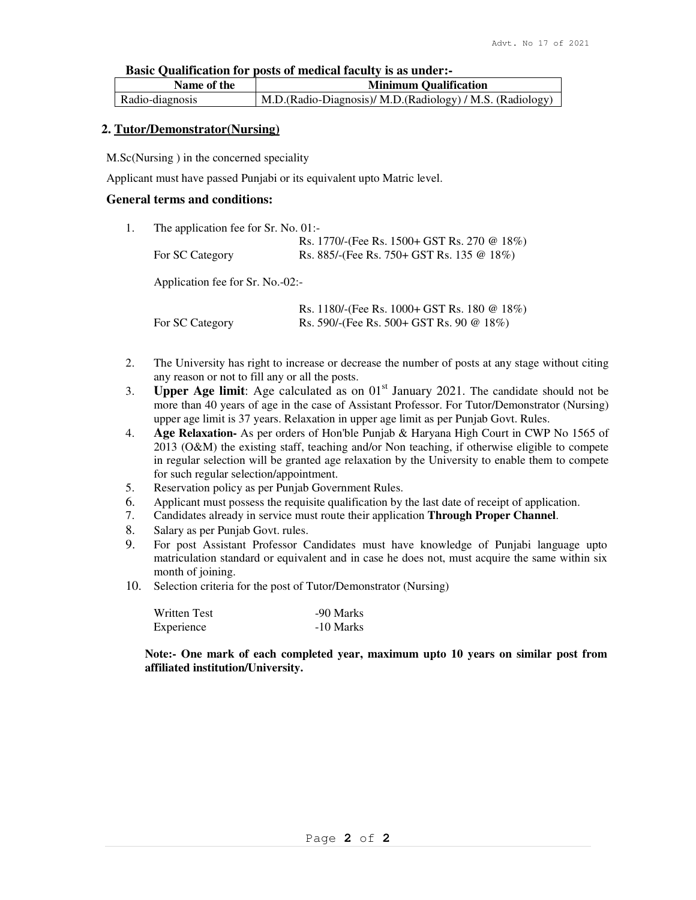**Basic Qualification for posts of medical faculty is as under:-**

| Name of the | Minimum Qualification |
|---|---|
| Radio-diagnosis | M.D.(Radio-Diagnosis)/ M.D.(Radiology) / M.S. (Radiology) |

## 2. Tutor/Demonstrator(Nursing)

M.Sc(Nursing ) in the concerned speciality

Applicant must have passed Punjabi or its equivalent upto Matric level.

### General terms and conditions:

1. The application fee for Sr. No. 01:-

   Rs. 1770/-(Fee Rs. 1500+ GST Rs. 270 @ 18%)

   For SC Category Rs. 885/-(Fee Rs. 750+ GST Rs. 135 @ 18%)

   Application fee for Sr. No.-02:-

   Rs. 1180/-(Fee Rs. 1000+ GST Rs. 180 @ 18%)

   For SC Category Rs. 590/-(Fee Rs. 500+ GST Rs. 90 @ 18%)

2. The University has right to increase or decrease the number of posts at any stage without citing any reason or not to fill any or all the posts.
3. **Upper Age limit**: Age calculated as on 01st January 2021. The candidate should not be more than 40 years of age in the case of Assistant Professor. For Tutor/Demonstrator (Nursing) upper age limit is 37 years. Relaxation in upper age limit as per Punjab Govt. Rules.
4. **Age Relaxation-** As per orders of Hon'ble Punjab & Haryana High Court in CWP No 1565 of 2013 (O&M) the existing staff, teaching and/or Non teaching, if otherwise eligible to compete in regular selection will be granted age relaxation by the University to enable them to compete for such regular selection/appointment.
5. Reservation policy as per Punjab Government Rules.
6. Applicant must possess the requisite qualification by the last date of receipt of application.
7. Candidates already in service must route their application **Through Proper Channel**.
8. Salary as per Punjab Govt. rules.
9. For post Assistant Professor Candidates must have knowledge of Punjabi language upto matriculation standard or equivalent and in case he does not, must acquire the same within six month of joining.
10. Selection criteria for the post of Tutor/Demonstrator (Nursing)

    Written Test -90 Marks

    Experience -10 Marks

**Note:- One mark of each completed year, maximum upto 10 years on similar post from affiliated institution/University.**